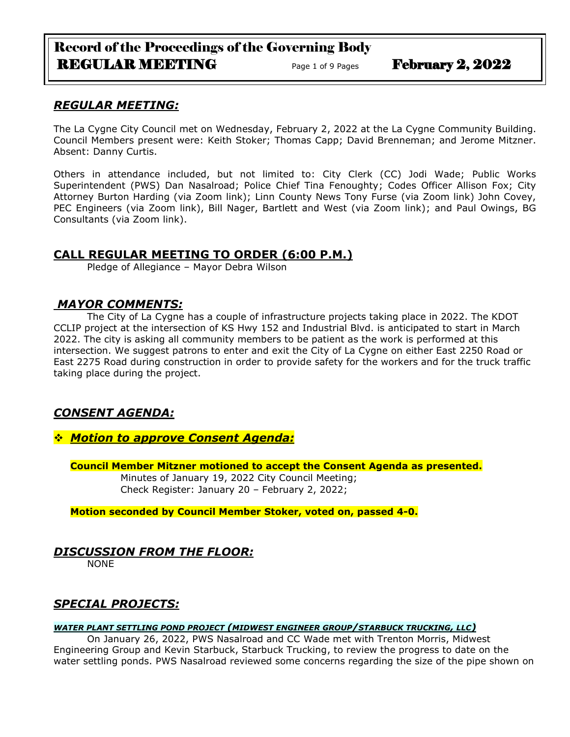## *REGULAR MEETING:*

The La Cygne City Council met on Wednesday, February 2, 2022 at the La Cygne Community Building. Council Members present were: Keith Stoker; Thomas Capp; David Brenneman; and Jerome Mitzner. Absent: Danny Curtis.

Others in attendance included, but not limited to: City Clerk (CC) Jodi Wade; Public Works Superintendent (PWS) Dan Nasalroad; Police Chief Tina Fenoughty; Codes Officer Allison Fox; City Attorney Burton Harding (via Zoom link); Linn County News Tony Furse (via Zoom link) John Covey, PEC Engineers (via Zoom link), Bill Nager, Bartlett and West (via Zoom link); and Paul Owings, BG Consultants (via Zoom link).

## **CALL REGULAR MEETING TO ORDER (6:00 P.M.)**

Pledge of Allegiance – Mayor Debra Wilson

## *MAYOR COMMENTS:*

The City of La Cygne has a couple of infrastructure projects taking place in 2022. The KDOT CCLIP project at the intersection of KS Hwy 152 and Industrial Blvd. is anticipated to start in March 2022. The city is asking all community members to be patient as the work is performed at this intersection. We suggest patrons to enter and exit the City of La Cygne on either East 2250 Road or East 2275 Road during construction in order to provide safety for the workers and for the truck traffic taking place during the project.

## *CONSENT AGENDA:*

### ❖ *Motion to approve Consent Agenda:*

**Council Member Mitzner motioned to accept the Consent Agenda as presented.**

Minutes of January 19, 2022 City Council Meeting;
Check Register: January 20 – February 2, 2022;

**Motion seconded by Council Member Stoker, voted on, passed 4-0.**

## *DISCUSSION FROM THE FLOOR:*

NONE

## *SPECIAL PROJECTS:*

#### *WATER PLANT SETTLING POND PROJECT (MIDWEST ENGINEER GROUP/STARBUCK TRUCKING, LLC)*

On January 26, 2022, PWS Nasalroad and CC Wade met with Trenton Morris, Midwest Engineering Group and Kevin Starbuck, Starbuck Trucking, to review the progress to date on the water settling ponds. PWS Nasalroad reviewed some concerns regarding the size of the pipe shown on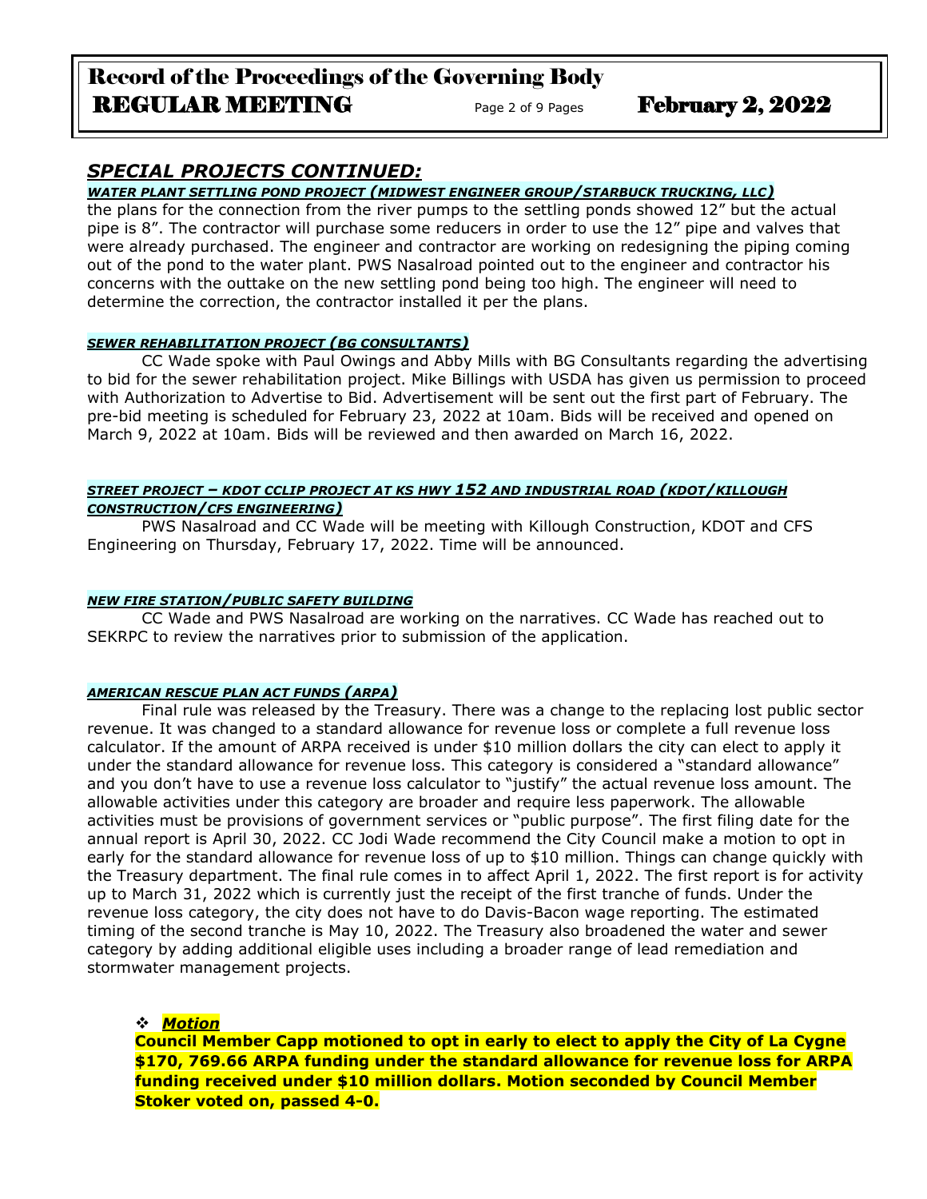## *SPECIAL PROJECTS CONTINUED:*

***WATER PLANT SETTLING POND PROJECT (MIDWEST ENGINEER GROUP/STARBUCK TRUCKING, LLC)***

the plans for the connection from the river pumps to the settling ponds showed 12" but the actual pipe is 8". The contractor will purchase some reducers in order to use the 12" pipe and valves that were already purchased. The engineer and contractor are working on redesigning the piping coming out of the pond to the water plant. PWS Nasalroad pointed out to the engineer and contractor his concerns with the outtake on the new settling pond being too high. The engineer will need to determine the correction, the contractor installed it per the plans.

***SEWER REHABILITATION PROJECT (BG CONSULTANTS)***

CC Wade spoke with Paul Owings and Abby Mills with BG Consultants regarding the advertising to bid for the sewer rehabilitation project. Mike Billings with USDA has given us permission to proceed with Authorization to Advertise to Bid. Advertisement will be sent out the first part of February. The pre-bid meeting is scheduled for February 23, 2022 at 10am. Bids will be received and opened on March 9, 2022 at 10am. Bids will be reviewed and then awarded on March 16, 2022.

***STREET PROJECT – KDOT CCLIP PROJECT AT KS HWY 152 AND INDUSTRIAL ROAD (KDOT/KILLOUGH CONSTRUCTION/CFS ENGINEERING)***

PWS Nasalroad and CC Wade will be meeting with Killough Construction, KDOT and CFS Engineering on Thursday, February 17, 2022. Time will be announced.

***NEW FIRE STATION/PUBLIC SAFETY BUILDING***

CC Wade and PWS Nasalroad are working on the narratives. CC Wade has reached out to SEKRPC to review the narratives prior to submission of the application.

***AMERICAN RESCUE PLAN ACT FUNDS (ARPA)***

Final rule was released by the Treasury. There was a change to the replacing lost public sector revenue. It was changed to a standard allowance for revenue loss or complete a full revenue loss calculator. If the amount of ARPA received is under $10 million dollars the city can elect to apply it under the standard allowance for revenue loss. This category is considered a "standard allowance" and you don't have to use a revenue loss calculator to "justify" the actual revenue loss amount. The allowable activities under this category are broader and require less paperwork. The allowable activities must be provisions of government services or "public purpose". The first filing date for the annual report is April 30, 2022. CC Jodi Wade recommend the City Council make a motion to opt in early for the standard allowance for revenue loss of up to $10 million. Things can change quickly with the Treasury department. The final rule comes in to affect April 1, 2022. The first report is for activity up to March 31, 2022 which is currently just the receipt of the first tranche of funds. Under the revenue loss category, the city does not have to do Davis-Bacon wage reporting. The estimated timing of the second tranche is May 10, 2022. The Treasury also broadened the water and sewer category by adding additional eligible uses including a broader range of lead remediation and stormwater management projects.

- ***Motion***

**Council Member Capp motioned to opt in early to elect to apply the City of La Cygne $170, 769.66 ARPA funding under the standard allowance for revenue loss for ARPA funding received under $10 million dollars. Motion seconded by Council Member Stoker voted on, passed 4-0.**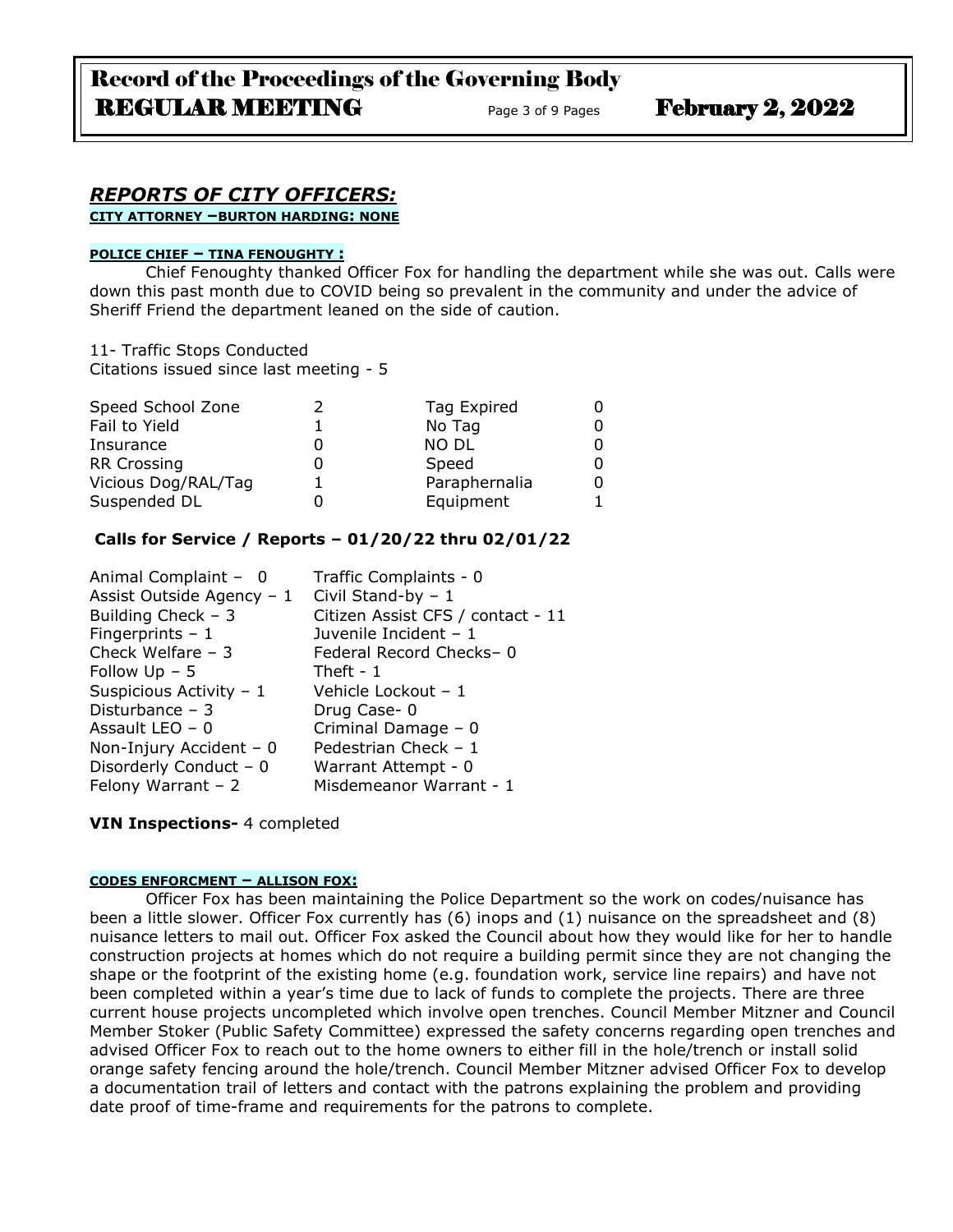## *REPORTS OF CITY OFFICERS:*

**CITY ATTORNEY –BURTON HARDING: NONE**

**POLICE CHIEF – TINA FENOUGHTY :**

Chief Fenoughty thanked Officer Fox for handling the department while she was out. Calls were down this past month due to COVID being so prevalent in the community and under the advice of Sheriff Friend the department leaned on the side of caution.

11- Traffic Stops Conducted
Citations issued since last meeting - 5

| | | | |
|---|---|---|---|
| Speed School Zone | 2 | Tag Expired | 0 |
| Fail to Yield | 1 | No Tag | 0 |
| Insurance | 0 | NO DL | 0 |
| RR Crossing | 0 | Speed | 0 |
| Vicious Dog/RAL/Tag | 1 | Paraphernalia | 0 |
| Suspended DL | 0 | Equipment | 1 |

**Calls for Service / Reports – 01/20/22 thru 02/01/22**

| | |
|---|---|
| Animal Complaint – 0 | Traffic Complaints - 0 |
| Assist Outside Agency – 1 | Civil Stand-by – 1 |
| Building Check – 3 | Citizen Assist CFS / contact - 11 |
| Fingerprints – 1 | Juvenile Incident – 1 |
| Check Welfare – 3 | Federal Record Checks– 0 |
| Follow Up – 5 | Theft - 1 |
| Suspicious Activity – 1 | Vehicle Lockout – 1 |
| Disturbance – 3 | Drug Case- 0 |
| Assault LEO – 0 | Criminal Damage – 0 |
| Non-Injury Accident – 0 | Pedestrian Check – 1 |
| Disorderly Conduct – 0 | Warrant Attempt - 0 |
| Felony Warrant – 2 | Misdemeanor Warrant - 1 |

**VIN Inspections-** 4 completed

**CODES ENFORCMENT – ALLISON FOX:**

Officer Fox has been maintaining the Police Department so the work on codes/nuisance has been a little slower. Officer Fox currently has (6) inops and (1) nuisance on the spreadsheet and (8) nuisance letters to mail out. Officer Fox asked the Council about how they would like for her to handle construction projects at homes which do not require a building permit since they are not changing the shape or the footprint of the existing home (e.g. foundation work, service line repairs) and have not been completed within a year's time due to lack of funds to complete the projects. There are three current house projects uncompleted which involve open trenches. Council Member Mitzner and Council Member Stoker (Public Safety Committee) expressed the safety concerns regarding open trenches and advised Officer Fox to reach out to the home owners to either fill in the hole/trench or install solid orange safety fencing around the hole/trench. Council Member Mitzner advised Officer Fox to develop a documentation trail of letters and contact with the patrons explaining the problem and providing date proof of time-frame and requirements for the patrons to complete.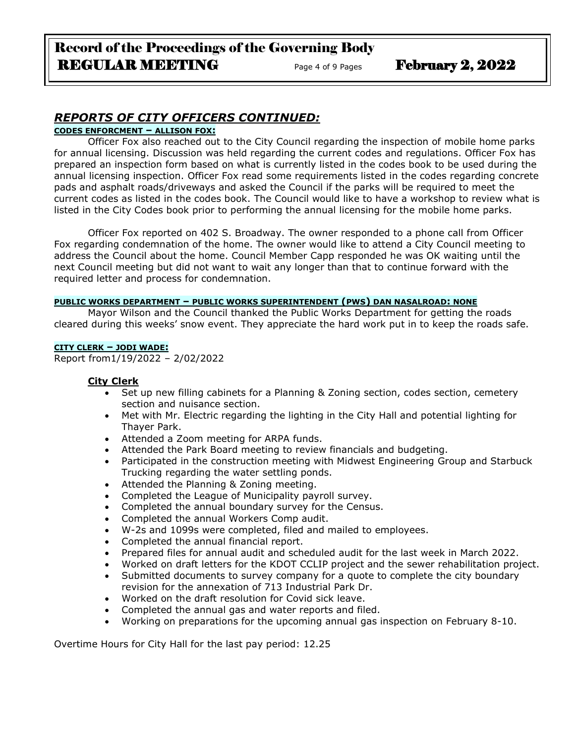## *REPORTS OF CITY OFFICERS CONTINUED:*

**CODES ENFORCMENT – ALLISON FOX:**

Officer Fox also reached out to the City Council regarding the inspection of mobile home parks for annual licensing. Discussion was held regarding the current codes and regulations. Officer Fox has prepared an inspection form based on what is currently listed in the codes book to be used during the annual licensing inspection. Officer Fox read some requirements listed in the codes regarding concrete pads and asphalt roads/driveways and asked the Council if the parks will be required to meet the current codes as listed in the codes book. The Council would like to have a workshop to review what is listed in the City Codes book prior to performing the annual licensing for the mobile home parks.

Officer Fox reported on 402 S. Broadway. The owner responded to a phone call from Officer Fox regarding condemnation of the home. The owner would like to attend a City Council meeting to address the Council about the home. Council Member Capp responded he was OK waiting until the next Council meeting but did not want to wait any longer than that to continue forward with the required letter and process for condemnation.

**PUBLIC WORKS DEPARTMENT – PUBLIC WORKS SUPERINTENDENT (PWS) DAN NASALROAD: NONE**

Mayor Wilson and the Council thanked the Public Works Department for getting the roads cleared during this weeks' snow event. They appreciate the hard work put in to keep the roads safe.

**CITY CLERK – JODI WADE:**

Report from1/19/2022 – 2/02/2022

**City Clerk**

- Set up new filling cabinets for a Planning & Zoning section, codes section, cemetery section and nuisance section.
- Met with Mr. Electric regarding the lighting in the City Hall and potential lighting for Thayer Park.
- Attended a Zoom meeting for ARPA funds.
- Attended the Park Board meeting to review financials and budgeting.
- Participated in the construction meeting with Midwest Engineering Group and Starbuck Trucking regarding the water settling ponds.
- Attended the Planning & Zoning meeting.
- Completed the League of Municipality payroll survey.
- Completed the annual boundary survey for the Census.
- Completed the annual Workers Comp audit.
- W-2s and 1099s were completed, filed and mailed to employees.
- Completed the annual financial report.
- Prepared files for annual audit and scheduled audit for the last week in March 2022.
- Worked on draft letters for the KDOT CCLIP project and the sewer rehabilitation project.
- Submitted documents to survey company for a quote to complete the city boundary revision for the annexation of 713 Industrial Park Dr.
- Worked on the draft resolution for Covid sick leave.
- Completed the annual gas and water reports and filed.
- Working on preparations for the upcoming annual gas inspection on February 8-10.

Overtime Hours for City Hall for the last pay period: 12.25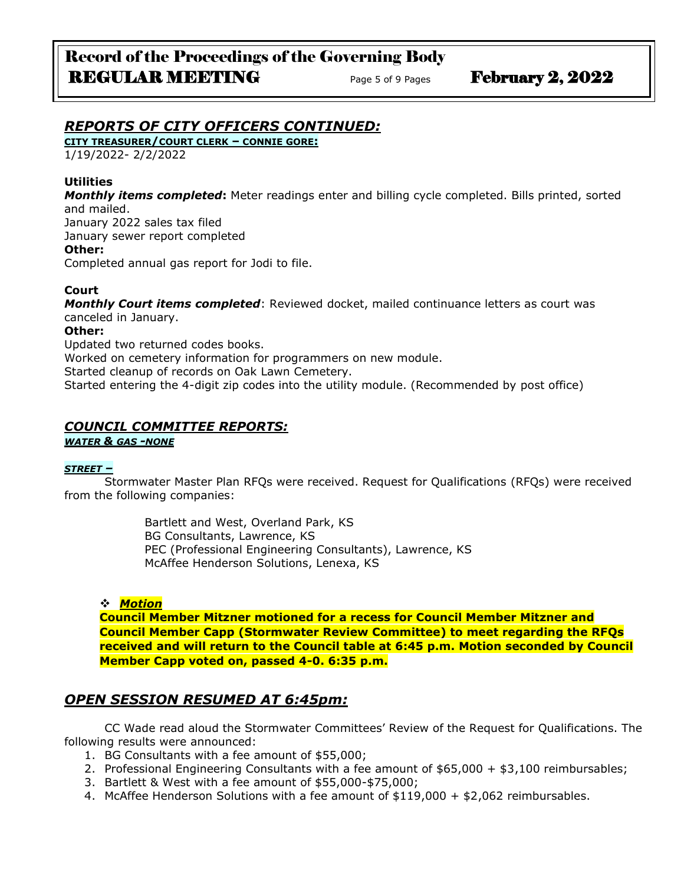## *REPORTS OF CITY OFFICERS CONTINUED:*

**CITY TREASURER/COURT CLERK – CONNIE GORE:**

1/19/2022- 2/2/2022

**Utilities**

***Monthly items completed*:** Meter readings enter and billing cycle completed. Bills printed, sorted and mailed.

January 2022 sales tax filed

January sewer report completed

**Other:**

Completed annual gas report for Jodi to file.

**Court**

***Monthly Court items completed***: Reviewed docket, mailed continuance letters as court was canceled in January.

**Other:**

Updated two returned codes books.

Worked on cemetery information for programmers on new module.

Started cleanup of records on Oak Lawn Cemetery.

Started entering the 4-digit zip codes into the utility module. (Recommended by post office)

## *COUNCIL COMMITTEE REPORTS:*

***WATER & GAS -NONE***

***STREET –***

Stormwater Master Plan RFQs were received. Request for Qualifications (RFQs) were received from the following companies:

Bartlett and West, Overland Park, KS
BG Consultants, Lawrence, KS
PEC (Professional Engineering Consultants), Lawrence, KS
McAffee Henderson Solutions, Lenexa, KS

- ***Motion***

**Council Member Mitzner motioned for a recess for Council Member Mitzner and Council Member Capp (Stormwater Review Committee) to meet regarding the RFQs received and will return to the Council table at 6:45 p.m. Motion seconded by Council Member Capp voted on, passed 4-0. 6:35 p.m.**

## *OPEN SESSION RESUMED AT 6:45pm:*

CC Wade read aloud the Stormwater Committees' Review of the Request for Qualifications. The following results were announced:

1. BG Consultants with a fee amount of $55,000;
2. Professional Engineering Consultants with a fee amount of $65,000 + $3,100 reimbursables;
3. Bartlett & West with a fee amount of $55,000-$75,000;
4. McAffee Henderson Solutions with a fee amount of $119,000 + $2,062 reimbursables.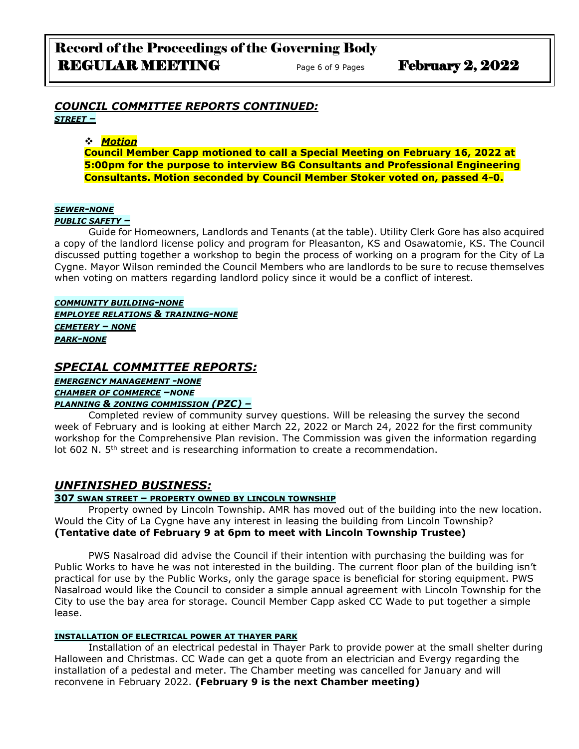## *COUNCIL COMMITTEE REPORTS CONTINUED:*

***STREET –***

- ***Motion***

**Council Member Capp motioned to call a Special Meeting on February 16, 2022 at 5:00pm for the purpose to interview BG Consultants and Professional Engineering Consultants. Motion seconded by Council Member Stoker voted on, passed 4-0.**

***SEWER-NONE***

***PUBLIC SAFETY –***

Guide for Homeowners, Landlords and Tenants (at the table). Utility Clerk Gore has also acquired a copy of the landlord license policy and program for Pleasanton, KS and Osawatomie, KS. The Council discussed putting together a workshop to begin the process of working on a program for the City of La Cygne. Mayor Wilson reminded the Council Members who are landlords to be sure to recuse themselves when voting on matters regarding landlord policy since it would be a conflict of interest.

***COMMUNITY BUILDING-NONE***

***EMPLOYEE RELATIONS & TRAINING-NONE***

***CEMETERY – NONE***

***PARK-NONE***

## *SPECIAL COMMITTEE REPORTS:*

***EMERGENCY MANAGEMENT -NONE***

***CHAMBER OF COMMERCE –NONE***

***PLANNING & ZONING COMMISSION (PZC) –***

Completed review of community survey questions. Will be releasing the survey the second week of February and is looking at either March 22, 2022 or March 24, 2022 for the first community workshop for the Comprehensive Plan revision. The Commission was given the information regarding lot 602 N. 5th street and is researching information to create a recommendation.

## *UNFINISHED BUSINESS:*

**307 SWAN STREET – PROPERTY OWNED BY LINCOLN TOWNSHIP**

Property owned by Lincoln Township. AMR has moved out of the building into the new location. Would the City of La Cygne have any interest in leasing the building from Lincoln Township? **(Tentative date of February 9 at 6pm to meet with Lincoln Township Trustee)**

PWS Nasalroad did advise the Council if their intention with purchasing the building was for Public Works to have he was not interested in the building. The current floor plan of the building isn't practical for use by the Public Works, only the garage space is beneficial for storing equipment. PWS Nasalroad would like the Council to consider a simple annual agreement with Lincoln Township for the City to use the bay area for storage. Council Member Capp asked CC Wade to put together a simple lease.

**INSTALLATION OF ELECTRICAL POWER AT THAYER PARK**

Installation of an electrical pedestal in Thayer Park to provide power at the small shelter during Halloween and Christmas. CC Wade can get a quote from an electrician and Evergy regarding the installation of a pedestal and meter. The Chamber meeting was cancelled for January and will reconvene in February 2022. **(February 9 is the next Chamber meeting)**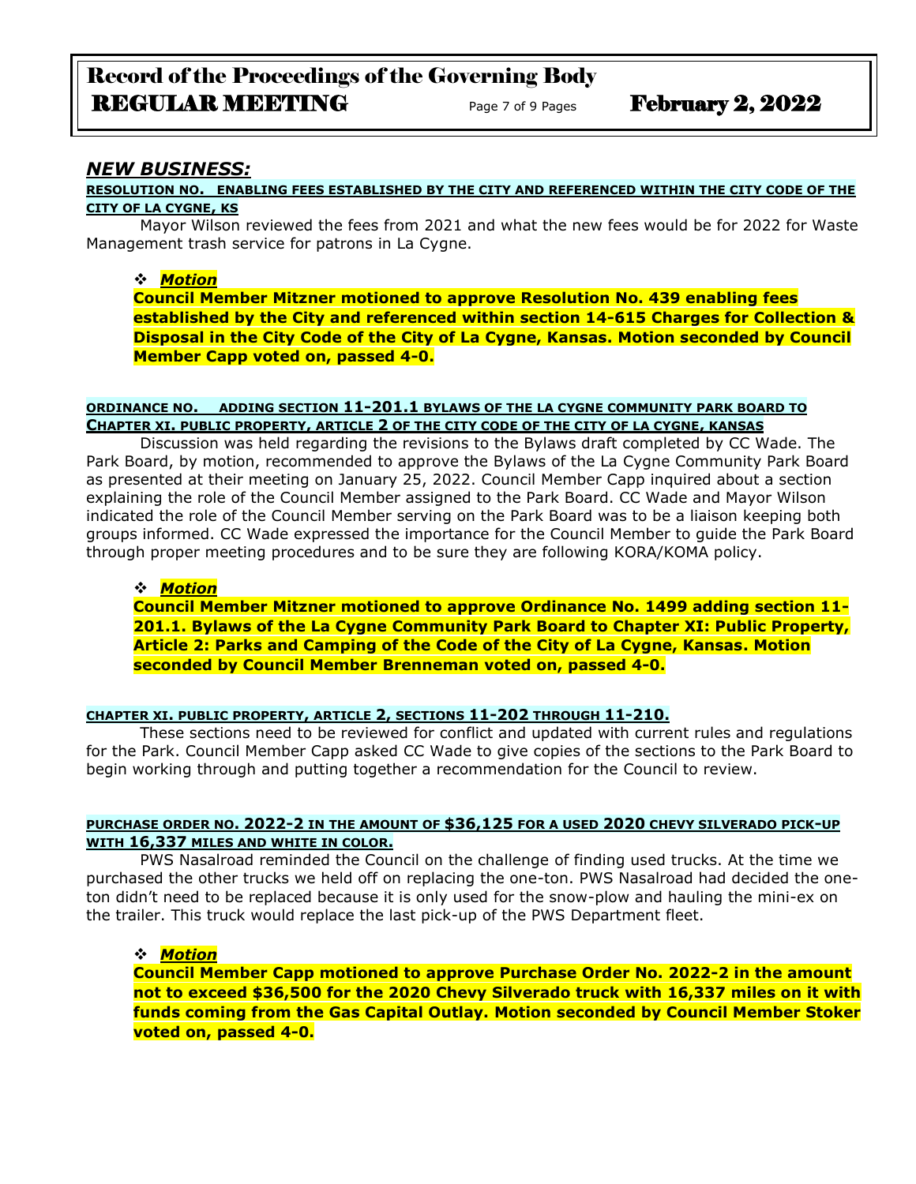## *NEW BUSINESS:*

**RESOLUTION NO.   ENABLING FEES ESTABLISHED BY THE CITY AND REFERENCED WITHIN THE CITY CODE OF THE CITY OF LA CYGNE, KS**

Mayor Wilson reviewed the fees from 2021 and what the new fees would be for 2022 for Waste Management trash service for patrons in La Cygne.

- ***Motion***

**Council Member Mitzner motioned to approve Resolution No. 439 enabling fees established by the City and referenced within section 14-615 Charges for Collection & Disposal in the City Code of the City of La Cygne, Kansas. Motion seconded by Council Member Capp voted on, passed 4-0.**

**ORDINANCE NO.    ADDING SECTION 11-201.1 BYLAWS OF THE LA CYGNE COMMUNITY PARK BOARD TO CHAPTER XI. PUBLIC PROPERTY, ARTICLE 2 OF THE CITY CODE OF THE CITY OF LA CYGNE, KANSAS**

Discussion was held regarding the revisions to the Bylaws draft completed by CC Wade. The Park Board, by motion, recommended to approve the Bylaws of the La Cygne Community Park Board as presented at their meeting on January 25, 2022. Council Member Capp inquired about a section explaining the role of the Council Member assigned to the Park Board. CC Wade and Mayor Wilson indicated the role of the Council Member serving on the Park Board was to be a liaison keeping both groups informed. CC Wade expressed the importance for the Council Member to guide the Park Board through proper meeting procedures and to be sure they are following KORA/KOMA policy.

- ***Motion***

**Council Member Mitzner motioned to approve Ordinance No. 1499 adding section 11-201.1. Bylaws of the La Cygne Community Park Board to Chapter XI: Public Property, Article 2: Parks and Camping of the Code of the City of La Cygne, Kansas. Motion seconded by Council Member Brenneman voted on, passed 4-0.**

**CHAPTER XI. PUBLIC PROPERTY, ARTICLE 2, SECTIONS 11-202 THROUGH 11-210.**

These sections need to be reviewed for conflict and updated with current rules and regulations for the Park. Council Member Capp asked CC Wade to give copies of the sections to the Park Board to begin working through and putting together a recommendation for the Council to review.

**PURCHASE ORDER NO. 2022-2 IN THE AMOUNT OF $36,125 FOR A USED 2020 CHEVY SILVERADO PICK-UP WITH 16,337 MILES AND WHITE IN COLOR.**

PWS Nasalroad reminded the Council on the challenge of finding used trucks. At the time we purchased the other trucks we held off on replacing the one-ton. PWS Nasalroad had decided the one-ton didn't need to be replaced because it is only used for the snow-plow and hauling the mini-ex on the trailer. This truck would replace the last pick-up of the PWS Department fleet.

- ***Motion***

**Council Member Capp motioned to approve Purchase Order No. 2022-2 in the amount not to exceed $36,500 for the 2020 Chevy Silverado truck with 16,337 miles on it with funds coming from the Gas Capital Outlay. Motion seconded by Council Member Stoker voted on, passed 4-0.**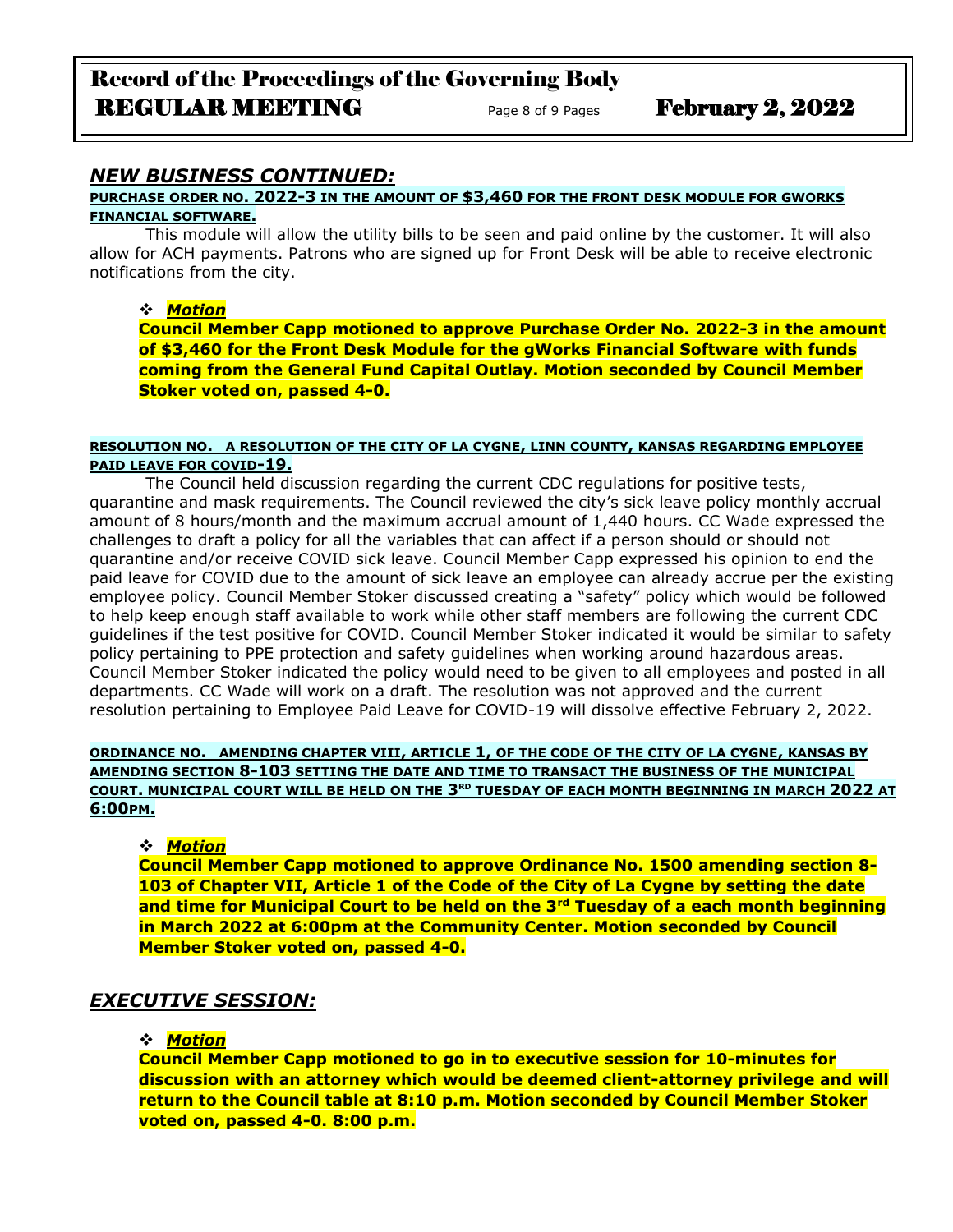## *NEW BUSINESS CONTINUED:*

**PURCHASE ORDER NO. 2022-3 IN THE AMOUNT OF $3,460 FOR THE FRONT DESK MODULE FOR GWORKS FINANCIAL SOFTWARE.**

This module will allow the utility bills to be seen and paid online by the customer. It will also allow for ACH payments. Patrons who are signed up for Front Desk will be able to receive electronic notifications from the city.

❖ ***Motion***

**Council Member Capp motioned to approve Purchase Order No. 2022-3 in the amount of $3,460 for the Front Desk Module for the gWorks Financial Software with funds coming from the General Fund Capital Outlay. Motion seconded by Council Member Stoker voted on, passed 4-0.**

**RESOLUTION NO. A RESOLUTION OF THE CITY OF LA CYGNE, LINN COUNTY, KANSAS REGARDING EMPLOYEE PAID LEAVE FOR COVID-19.**

The Council held discussion regarding the current CDC regulations for positive tests, quarantine and mask requirements. The Council reviewed the city's sick leave policy monthly accrual amount of 8 hours/month and the maximum accrual amount of 1,440 hours. CC Wade expressed the challenges to draft a policy for all the variables that can affect if a person should or should not quarantine and/or receive COVID sick leave. Council Member Capp expressed his opinion to end the paid leave for COVID due to the amount of sick leave an employee can already accrue per the existing employee policy. Council Member Stoker discussed creating a "safety" policy which would be followed to help keep enough staff available to work while other staff members are following the current CDC guidelines if the test positive for COVID. Council Member Stoker indicated it would be similar to safety policy pertaining to PPE protection and safety guidelines when working around hazardous areas. Council Member Stoker indicated the policy would need to be given to all employees and posted in all departments. CC Wade will work on a draft. The resolution was not approved and the current resolution pertaining to Employee Paid Leave for COVID-19 will dissolve effective February 2, 2022.

**ORDINANCE NO. AMENDING CHAPTER VIII, ARTICLE 1, OF THE CODE OF THE CITY OF LA CYGNE, KANSAS BY AMENDING SECTION 8-103 SETTING THE DATE AND TIME TO TRANSACT THE BUSINESS OF THE MUNICIPAL COURT. MUNICIPAL COURT WILL BE HELD ON THE 3RD TUESDAY OF EACH MONTH BEGINNING IN MARCH 2022 AT 6:00PM.**

❖ ***Motion***

**Council Member Capp motioned to approve Ordinance No. 1500 amending section 8-103 of Chapter VII, Article 1 of the Code of the City of La Cygne by setting the date and time for Municipal Court to be held on the 3rd Tuesday of a each month beginning in March 2022 at 6:00pm at the Community Center. Motion seconded by Council Member Stoker voted on, passed 4-0.**

## *EXECUTIVE SESSION:*

❖ ***Motion***

**Council Member Capp motioned to go in to executive session for 10-minutes for discussion with an attorney which would be deemed client-attorney privilege and will return to the Council table at 8:10 p.m. Motion seconded by Council Member Stoker voted on, passed 4-0. 8:00 p.m.**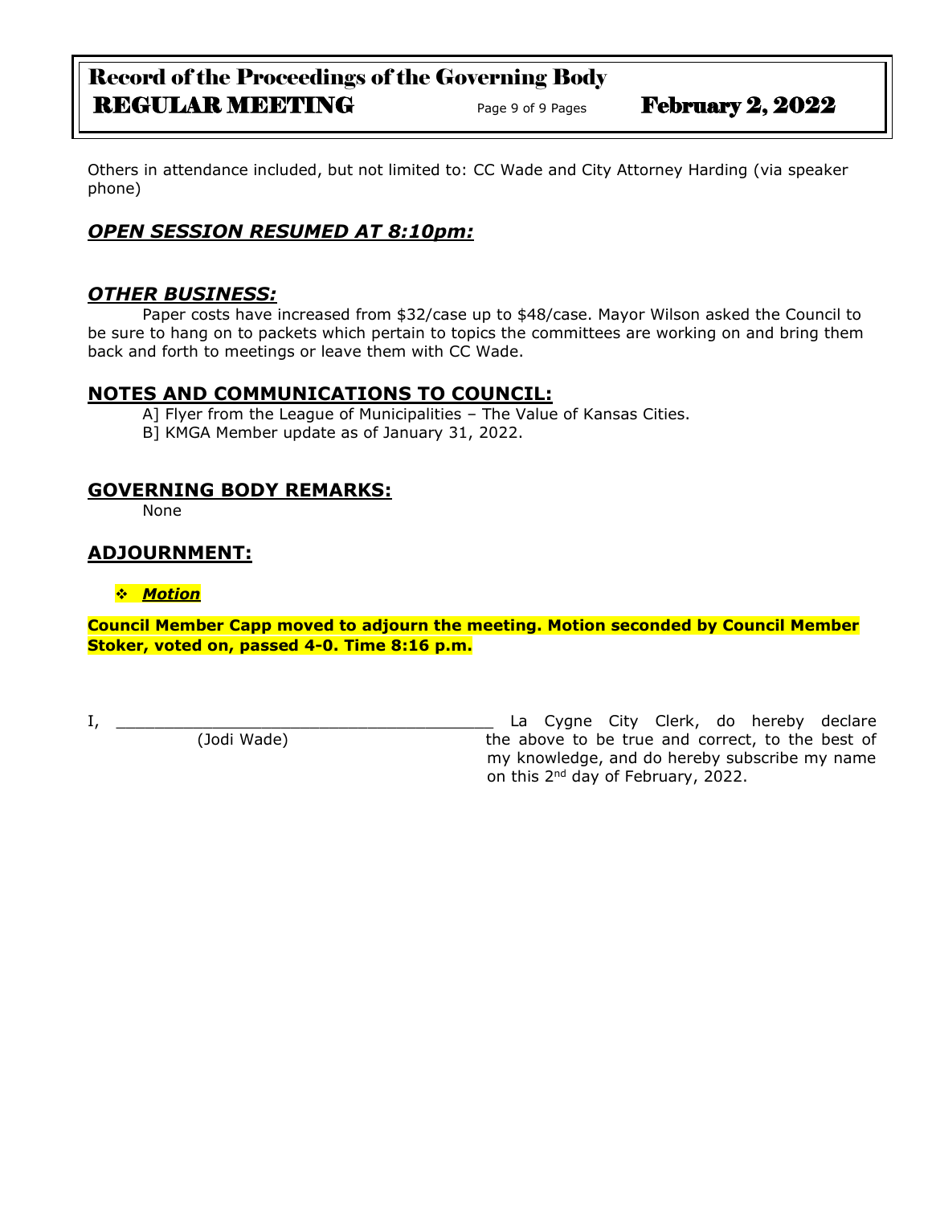Others in attendance included, but not limited to: CC Wade and City Attorney Harding (via speaker phone)

## ***OPEN SESSION RESUMED AT 8:10pm:***

## ***OTHER BUSINESS:***

Paper costs have increased from $32/case up to $48/case. Mayor Wilson asked the Council to be sure to hang on to packets which pertain to topics the committees are working on and bring them back and forth to meetings or leave them with CC Wade.

## **NOTES AND COMMUNICATIONS TO COUNCIL:**

A] Flyer from the League of Municipalities – The Value of Kansas Cities.
B] KMGA Member update as of January 31, 2022.

## **GOVERNING BODY REMARKS:**

None

## **ADJOURNMENT:**

- ***Motion***

**Council Member Capp moved to adjourn the meeting. Motion seconded by Council Member Stoker, voted on, passed 4-0. Time 8:16 p.m.**

I, ________________________________________ La Cygne City Clerk, do hereby declare the above to be true and correct, to the best of my knowledge, and do hereby subscribe my name on this 2nd day of February, 2022.

(Jodi Wade)